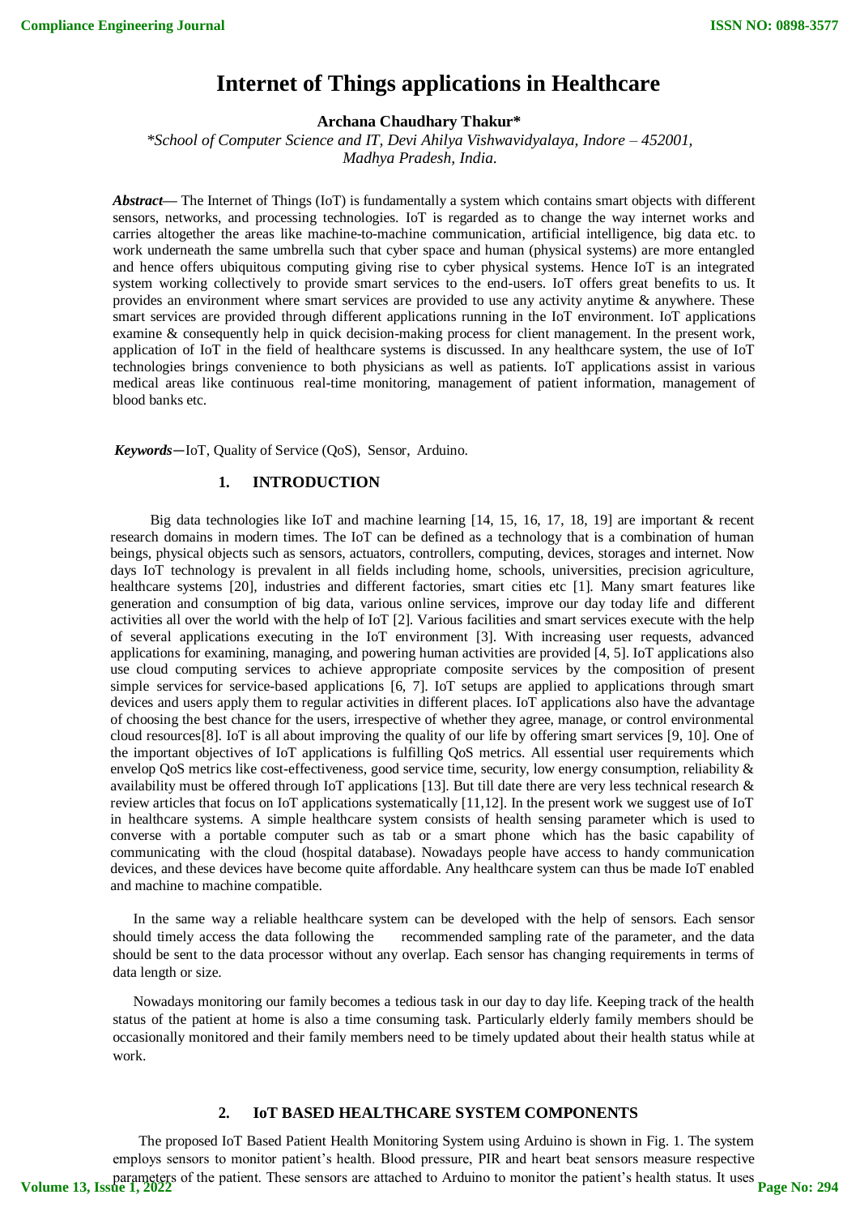# Internet of Things applications in Healthcare

**Archana Chaudhary Thakur***

*\*School of Computer Science and IT, Devi Ahilya Vishwavidyalaya, Indore – 452001, Madhya Pradesh, India.*

***Abstract*—** The Internet of Things (IoT) is fundamentally a system which contains smart objects with different sensors, networks, and processing technologies. IoT is regarded as to change the way internet works and carries altogether the areas like machine-to-machine communication, artificial intelligence, big data etc. to work underneath the same umbrella such that cyber space and human (physical systems) are more entangled and hence offers ubiquitous computing giving rise to cyber physical systems. Hence IoT is an integrated system working collectively to provide smart services to the end-users. IoT offers great benefits to us. It provides an environment where smart services are provided to use any activity anytime & anywhere. These smart services are provided through different applications running in the IoT environment. IoT applications examine & consequently help in quick decision-making process for client management. In the present work, application of IoT in the field of healthcare systems is discussed. In any healthcare system, the use of IoT technologies brings convenience to both physicians as well as patients. IoT applications assist in various medical areas like continuous real-time monitoring, management of patient information, management of blood banks etc.

***Keywords*—**IoT, Quality of Service (QoS), Sensor, Arduino.

## 1. INTRODUCTION

Big data technologies like IoT and machine learning [14, 15, 16, 17, 18, 19] are important & recent research domains in modern times. The IoT can be defined as a technology that is a combination of human beings, physical objects such as sensors, actuators, controllers, computing, devices, storages and internet. Now days IoT technology is prevalent in all fields including home, schools, universities, precision agriculture, healthcare systems [20], industries and different factories, smart cities etc [1]. Many smart features like generation and consumption of big data, various online services, improve our day today life and different activities all over the world with the help of IoT [2]. Various facilities and smart services execute with the help of several applications executing in the IoT environment [3]. With increasing user requests, advanced applications for examining, managing, and powering human activities are provided [4, 5]. IoT applications also use cloud computing services to achieve appropriate composite services by the composition of present simple services for service-based applications [6, 7]. IoT setups are applied to applications through smart devices and users apply them to regular activities in different places. IoT applications also have the advantage of choosing the best chance for the users, irrespective of whether they agree, manage, or control environmental cloud resources[8]. IoT is all about improving the quality of our life by offering smart services [9, 10]. One of the important objectives of IoT applications is fulfilling QoS metrics. All essential user requirements which envelop QoS metrics like cost-effectiveness, good service time, security, low energy consumption, reliability & availability must be offered through IoT applications [13]. But till date there are very less technical research & review articles that focus on IoT applications systematically [11,12]. In the present work we suggest use of IoT in healthcare systems. A simple healthcare system consists of health sensing parameter which is used to converse with a portable computer such as tab or a smart phone which has the basic capability of communicating with the cloud (hospital database). Nowadays people have access to handy communication devices, and these devices have become quite affordable. Any healthcare system can thus be made IoT enabled and machine to machine compatible.

In the same way a reliable healthcare system can be developed with the help of sensors. Each sensor should timely access the data following the recommended sampling rate of the parameter, and the data should be sent to the data processor without any overlap. Each sensor has changing requirements in terms of data length or size.

Nowadays monitoring our family becomes a tedious task in our day to day life. Keeping track of the health status of the patient at home is also a time consuming task. Particularly elderly family members should be occasionally monitored and their family members need to be timely updated about their health status while at work.

## 2. IoT BASED HEALTHCARE SYSTEM COMPONENTS

The proposed IoT Based Patient Health Monitoring System using Arduino is shown in Fig. 1. The system employs sensors to monitor patient's health. Blood pressure, PIR and heart beat sensors measure respective parameters of the patient. These sensors are attached to Arduino to monitor the patient's health status. It uses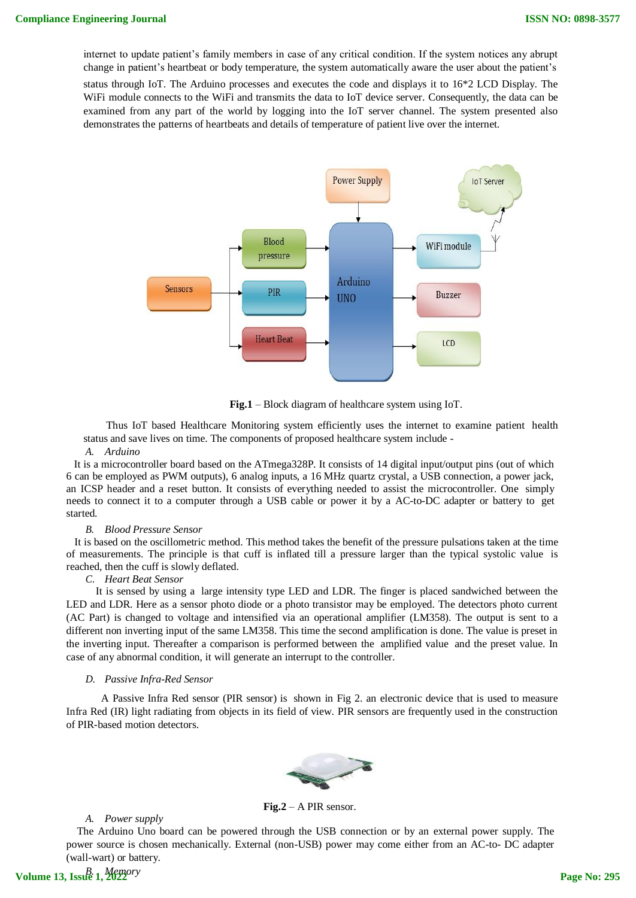internet to update patient's family members in case of any critical condition. If the system notices any abrupt change in patient's heartbeat or body temperature, the system automatically aware the user about the patient's status through IoT. The Arduino processes and executes the code and displays it to 16*2 LCD Display. The WiFi module connects to the WiFi and transmits the data to IoT device server. Consequently, the data can be examined from any part of the world by logging into the IoT server channel. The system presented also demonstrates the patterns of heartbeats and details of temperature of patient live over the internet.

**Fig.1** – Block diagram of healthcare system using IoT.

Thus IoT based Healthcare Monitoring system efficiently uses the internet to examine patient health status and save lives on time. The components of proposed healthcare system include -

*A. Arduino*

It is a microcontroller board based on the ATmega328P. It consists of 14 digital input/output pins (out of which 6 can be employed as PWM outputs), 6 analog inputs, a 16 MHz quartz crystal, a USB connection, a power jack, an ICSP header and a reset button. It consists of everything needed to assist the microcontroller. One simply needs to connect it to a computer through a USB cable or power it by a AC-to-DC adapter or battery to get started.

*B. Blood Pressure Sensor*

It is based on the oscillometric method. This method takes the benefit of the pressure pulsations taken at the time of measurements. The principle is that cuff is inflated till a pressure larger than the typical systolic value is reached, then the cuff is slowly deflated.

*C. Heart Beat Sensor*

It is sensed by using a large intensity type LED and LDR. The finger is placed sandwiched between the LED and LDR. Here as a sensor photo diode or a photo transistor may be employed. The detectors photo current (AC Part) is changed to voltage and intensified via an operational amplifier (LM358). The output is sent to a different non inverting input of the same LM358. This time the second amplification is done. The value is preset in the inverting input. Thereafter a comparison is performed between the amplified value and the preset value. In case of any abnormal condition, it will generate an interrupt to the controller.

*D. Passive Infra-Red Sensor*

A Passive Infra Red sensor (PIR sensor) is shown in Fig 2. an electronic device that is used to measure Infra Red (IR) light radiating from objects in its field of view. PIR sensors are frequently used in the construction of PIR-based motion detectors.

**Fig.2** – A PIR sensor.

*A. Power supply*

The Arduino Uno board can be powered through the USB connection or by an external power supply. The power source is chosen mechanically. External (non-USB) power may come either from an AC-to- DC adapter (wall-wart) or battery.

*B. Memory*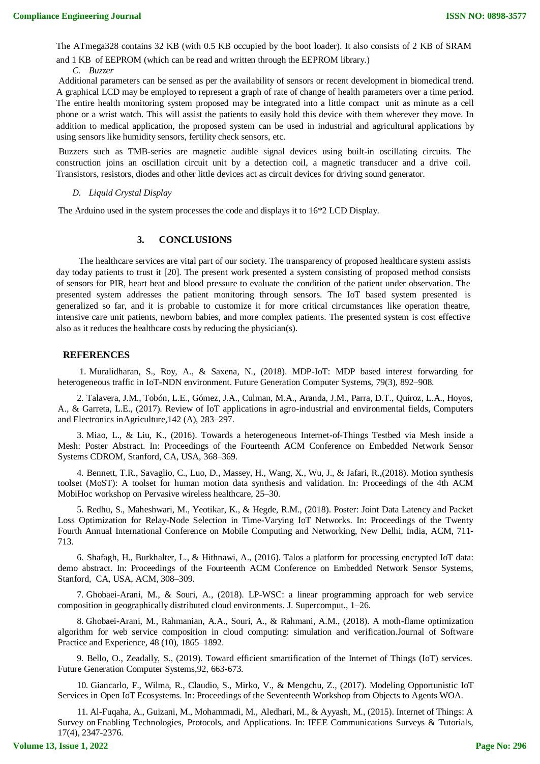The ATmega328 contains 32 KB (with 0.5 KB occupied by the boot loader). It also consists of 2 KB of SRAM and 1 KB of EEPROM (which can be read and written through the EEPROM library.)

*C. Buzzer*

Additional parameters can be sensed as per the availability of sensors or recent development in biomedical trend. A graphical LCD may be employed to represent a graph of rate of change of health parameters over a time period. The entire health monitoring system proposed may be integrated into a little compact unit as minute as a cell phone or a wrist watch. This will assist the patients to easily hold this device with them wherever they move. In addition to medical application, the proposed system can be used in industrial and agricultural applications by using sensors like humidity sensors, fertility check sensors, etc.

Buzzers such as TMB-series are magnetic audible signal devices using built-in oscillating circuits. The construction joins an oscillation circuit unit by a detection coil, a magnetic transducer and a drive coil. Transistors, resistors, diodes and other little devices act as circuit devices for driving sound generator.

*D. Liquid Crystal Display*

The Arduino used in the system processes the code and displays it to 16*2 LCD Display.

## 3. CONCLUSIONS

The healthcare services are vital part of our society. The transparency of proposed healthcare system assists day today patients to trust it [20]. The present work presented a system consisting of proposed method consists of sensors for PIR, heart beat and blood pressure to evaluate the condition of the patient under observation. The presented system addresses the patient monitoring through sensors. The IoT based system presented is generalized so far, and it is probable to customize it for more critical circumstances like operation theatre, intensive care unit patients, newborn babies, and more complex patients. The presented system is cost effective also as it reduces the healthcare costs by reducing the physician(s).

## REFERENCES

1. Muralidharan, S., Roy, A., & Saxena, N., (2018). MDP-IoT: MDP based interest forwarding for heterogeneous traffic in IoT-NDN environment. Future Generation Computer Systems, 79(3), 892–908.

2. Talavera, J.M., Tobón, L.E., Gómez, J.A., Culman, M.A., Aranda, J.M., Parra, D.T., Quiroz, L.A., Hoyos, A., & Garreta, L.E., (2017). Review of IoT applications in agro-industrial and environmental fields, Computers and Electronics inAgriculture,142 (A), 283–297.

3. Miao, L., & Liu, K., (2016). Towards a heterogeneous Internet-of-Things Testbed via Mesh inside a Mesh: Poster Abstract. In: Proceedings of the Fourteenth ACM Conference on Embedded Network Sensor Systems CDROM, Stanford, CA, USA, 368–369.

4. Bennett, T.R., Savaglio, C., Luo, D., Massey, H., Wang, X., Wu, J., & Jafari, R.,(2018). Motion synthesis toolset (MoST): A toolset for human motion data synthesis and validation. In: Proceedings of the 4th ACM MobiHoc workshop on Pervasive wireless healthcare, 25–30.

5. Redhu, S., Maheshwari, M., Yeotikar, K., & Hegde, R.M., (2018). Poster: Joint Data Latency and Packet Loss Optimization for Relay-Node Selection in Time-Varying IoT Networks. In: Proceedings of the Twenty Fourth Annual International Conference on Mobile Computing and Networking, New Delhi, India, ACM, 711-713.

6. Shafagh, H., Burkhalter, L., & Hithnawi, A., (2016). Talos a platform for processing encrypted IoT data: demo abstract. In: Proceedings of the Fourteenth ACM Conference on Embedded Network Sensor Systems, Stanford, CA, USA, ACM, 308–309.

7. Ghobaei-Arani, M., & Souri, A., (2018). LP-WSC: a linear programming approach for web service composition in geographically distributed cloud environments. J. Supercomput., 1–26.

8. Ghobaei-Arani, M., Rahmanian, A.A., Souri, A., & Rahmani, A.M., (2018). A moth-flame optimization algorithm for web service composition in cloud computing: simulation and verification.Journal of Software Practice and Experience, 48 (10), 1865–1892.

9. Bello, O., Zeadally, S., (2019). Toward efficient smartification of the Internet of Things (IoT) services. Future Generation Computer Systems,92, 663-673.

10. Giancarlo, F., Wilma, R., Claudio, S., Mirko, V., & Mengchu, Z., (2017). Modeling Opportunistic IoT Services in Open IoT Ecosystems. In: Proceedings of the Seventeenth Workshop from Objects to Agents WOA.

11. Al-Fuqaha, A., Guizani, M., Mohammadi, M., Aledhari, M., & Ayyash, M., (2015). Internet of Things: A Survey on Enabling Technologies, Protocols, and Applications. In: IEEE Communications Surveys & Tutorials, 17(4), 2347-2376.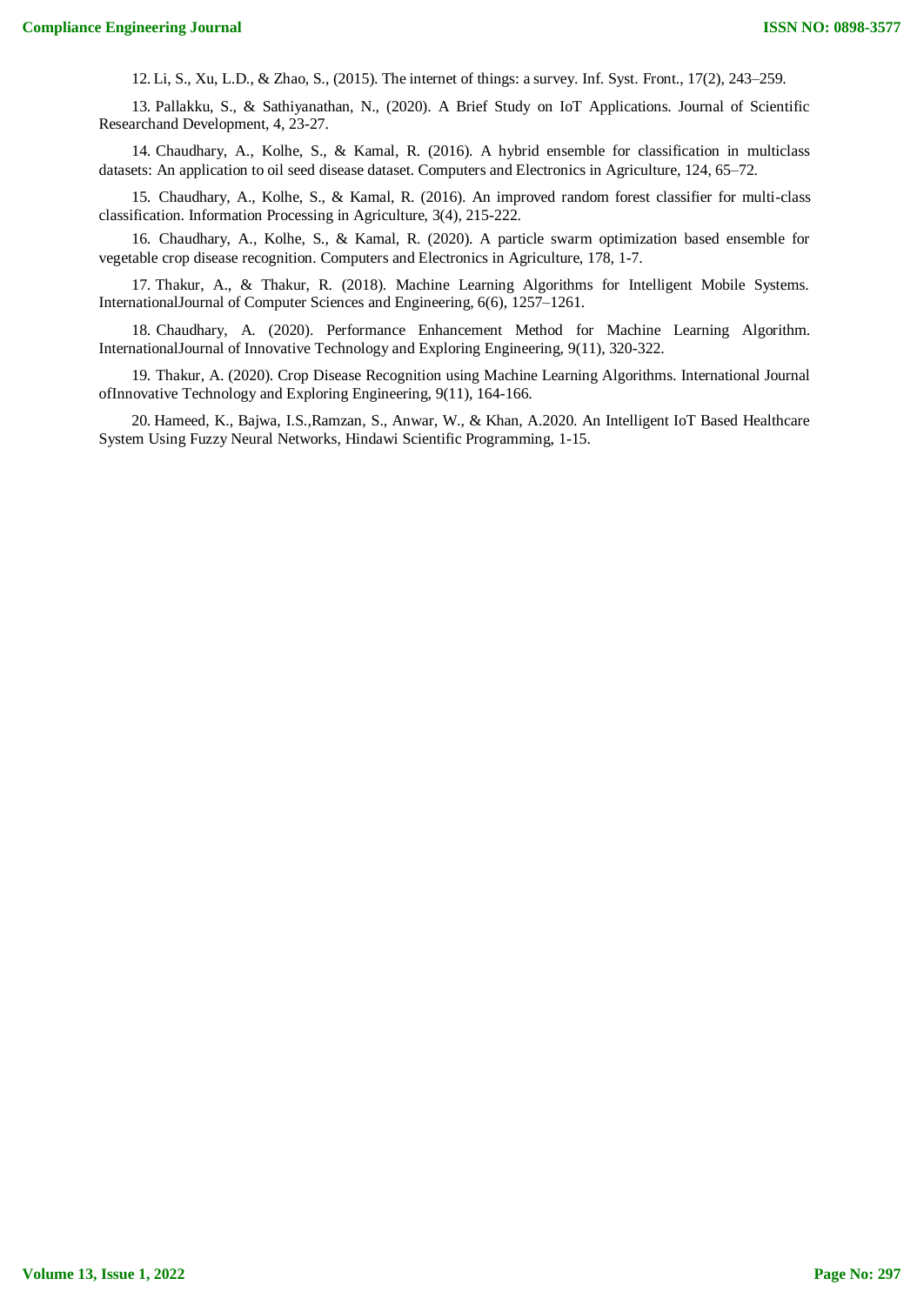12. Li, S., Xu, L.D., & Zhao, S., (2015). The internet of things: a survey. Inf. Syst. Front., 17(2), 243–259.

13. Pallakku, S., & Sathiyanathan, N., (2020). A Brief Study on IoT Applications. Journal of Scientific Researchand Development, 4, 23-27.

14. Chaudhary, A., Kolhe, S., & Kamal, R. (2016). A hybrid ensemble for classification in multiclass datasets: An application to oil seed disease dataset. Computers and Electronics in Agriculture, 124, 65–72.

15. Chaudhary, A., Kolhe, S., & Kamal, R. (2016). An improved random forest classifier for multi-class classification. Information Processing in Agriculture, 3(4), 215-222.

16. Chaudhary, A., Kolhe, S., & Kamal, R. (2020). A particle swarm optimization based ensemble for vegetable crop disease recognition. Computers and Electronics in Agriculture, 178, 1-7.

17. Thakur, A., & Thakur, R. (2018). Machine Learning Algorithms for Intelligent Mobile Systems. InternationalJournal of Computer Sciences and Engineering, 6(6), 1257–1261.

18. Chaudhary, A. (2020). Performance Enhancement Method for Machine Learning Algorithm. InternationalJournal of Innovative Technology and Exploring Engineering, 9(11), 320-322.

19. Thakur, A. (2020). Crop Disease Recognition using Machine Learning Algorithms. International Journal ofInnovative Technology and Exploring Engineering, 9(11), 164-166.

20. Hameed, K., Bajwa, I.S.,Ramzan, S., Anwar, W., & Khan, A.2020. An Intelligent IoT Based Healthcare System Using Fuzzy Neural Networks, Hindawi Scientific Programming, 1-15.